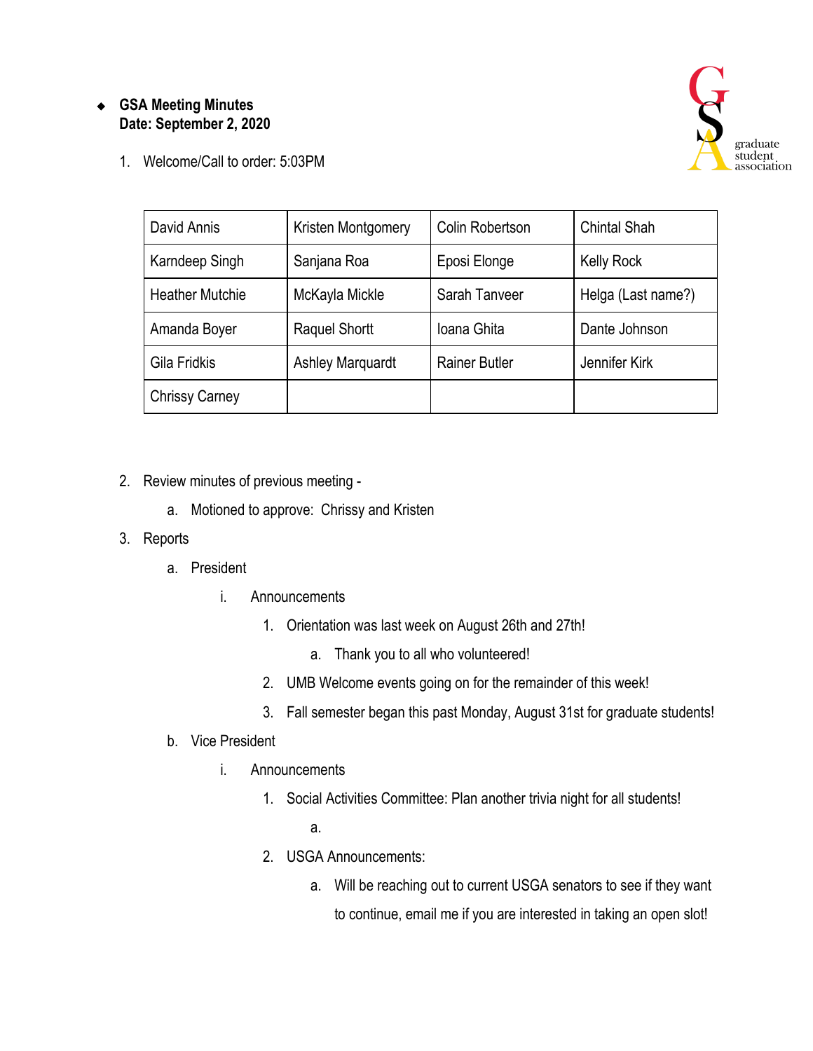- **GSA Meeting Minutes**
  **Date: September 2, 2020**

1. Welcome/Call to order: 5:03PM

| David Annis | Kristen Montgomery | Colin Robertson | Chintal Shah |
|---|---|---|---|
| Karndeep Singh | Sanjana Roa | Eposi Elonge | Kelly Rock |
| Heather Mutchie | McKayla Mickle | Sarah Tanveer | Helga (Last name?) |
| Amanda Boyer | Raquel Shortt | Ioana Ghita | Dante Johnson |
| Gila Fridkis | Ashley Marquardt | Rainer Butler | Jennifer Kirk |
| Chrissy Carney | | | |

2. Review minutes of previous meeting -
   a. Motioned to approve: Chrissy and Kristen
3. Reports
   a. President
      i. Announcements
         1. Orientation was last week on August 26th and 27th!
            a. Thank you to all who volunteered!
         2. UMB Welcome events going on for the remainder of this week!
         3. Fall semester began this past Monday, August 31st for graduate students!
   b. Vice President
      i. Announcements
         1. Social Activities Committee: Plan another trivia night for all students!
            a.
         2. USGA Announcements:
            a. Will be reaching out to current USGA senators to see if they want to continue, email me if you are interested in taking an open slot!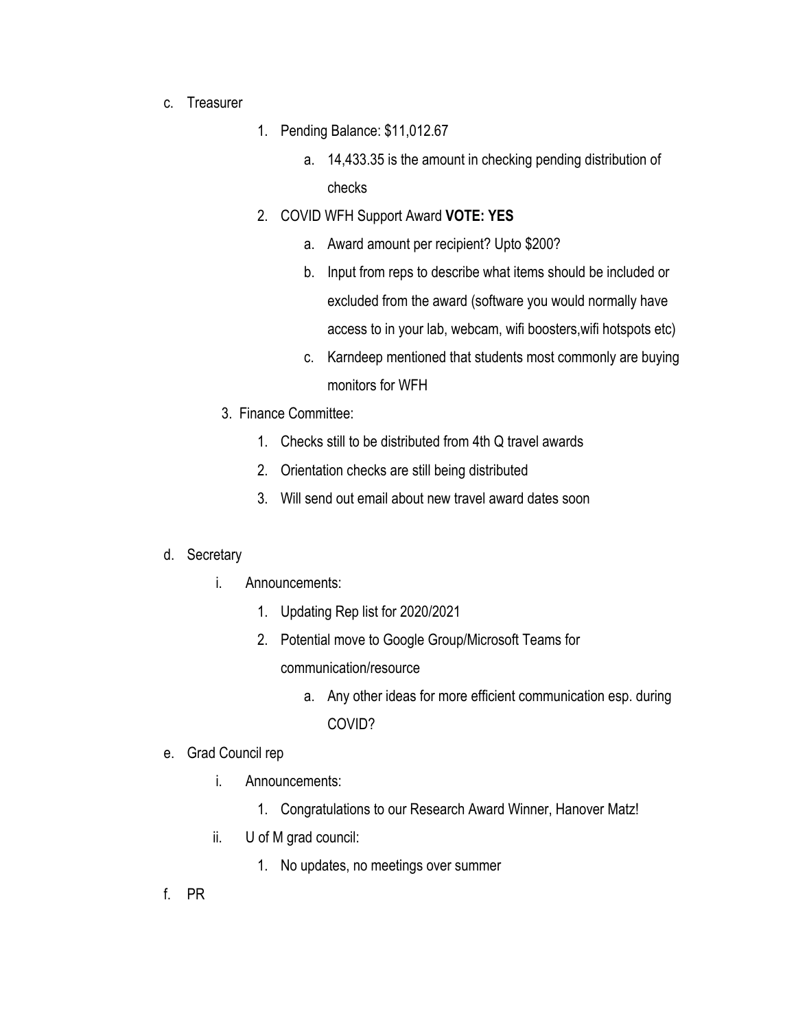c. Treasurer

    1. Pending Balance: $11,012.67

        a. 14,433.35 is the amount in checking pending distribution of checks

    2. COVID WFH Support Award **VOTE: YES**

        a. Award amount per recipient? Upto $200?

        b. Input from reps to describe what items should be included or excluded from the award (software you would normally have access to in your lab, webcam, wifi boosters,wifi hotspots etc)

        c. Karndeep mentioned that students most commonly are buying monitors for WFH

    3. Finance Committee:

        1. Checks still to be distributed from 4th Q travel awards

        2. Orientation checks are still being distributed

        3. Will send out email about new travel award dates soon

d. Secretary

    i. Announcements:

        1. Updating Rep list for 2020/2021

        2. Potential move to Google Group/Microsoft Teams for communication/resource

            a. Any other ideas for more efficient communication esp. during COVID?

e. Grad Council rep

    i. Announcements:

        1. Congratulations to our Research Award Winner, Hanover Matz!

    ii. U of M grad council:

        1. No updates, no meetings over summer

f. PR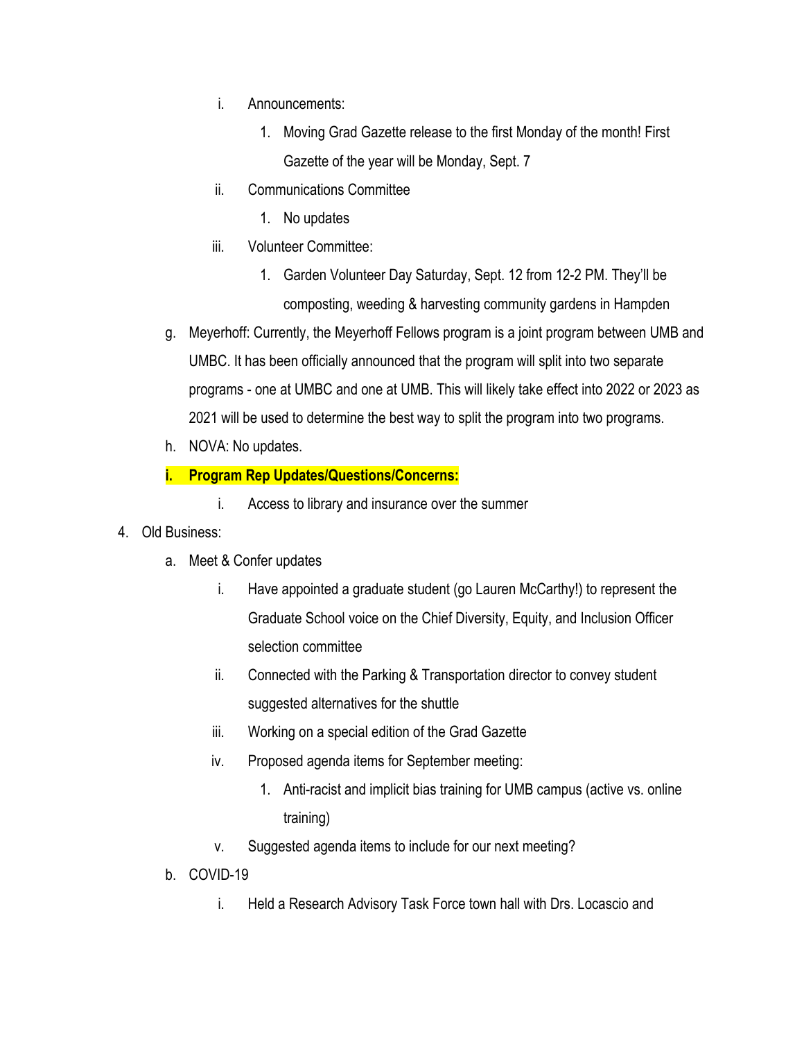i. Announcements:
            1. Moving Grad Gazette release to the first Monday of the month! First Gazette of the year will be Monday, Sept. 7
         ii. Communications Committee
            1. No updates
         iii. Volunteer Committee:
            1. Garden Volunteer Day Saturday, Sept. 12 from 12-2 PM. They'll be composting, weeding & harvesting community gardens in Hampden
   g. Meyerhoff: Currently, the Meyerhoff Fellows program is a joint program between UMB and UMBC. It has been officially announced that the program will split into two separate programs - one at UMBC and one at UMB. This will likely take effect into 2022 or 2023 as 2021 will be used to determine the best way to split the program into two programs.
   h. NOVA: No updates.
   i. **Program Rep Updates/Questions/Concerns:**
      i. Access to library and insurance over the summer
4. Old Business:
   a. Meet & Confer updates
      i. Have appointed a graduate student (go Lauren McCarthy!) to represent the Graduate School voice on the Chief Diversity, Equity, and Inclusion Officer selection committee
      ii. Connected with the Parking & Transportation director to convey student suggested alternatives for the shuttle
      iii. Working on a special edition of the Grad Gazette
      iv. Proposed agenda items for September meeting:
         1. Anti-racist and implicit bias training for UMB campus (active vs. online training)
      v. Suggested agenda items to include for our next meeting?
   b. COVID-19
      i. Held a Research Advisory Task Force town hall with Drs. Locascio and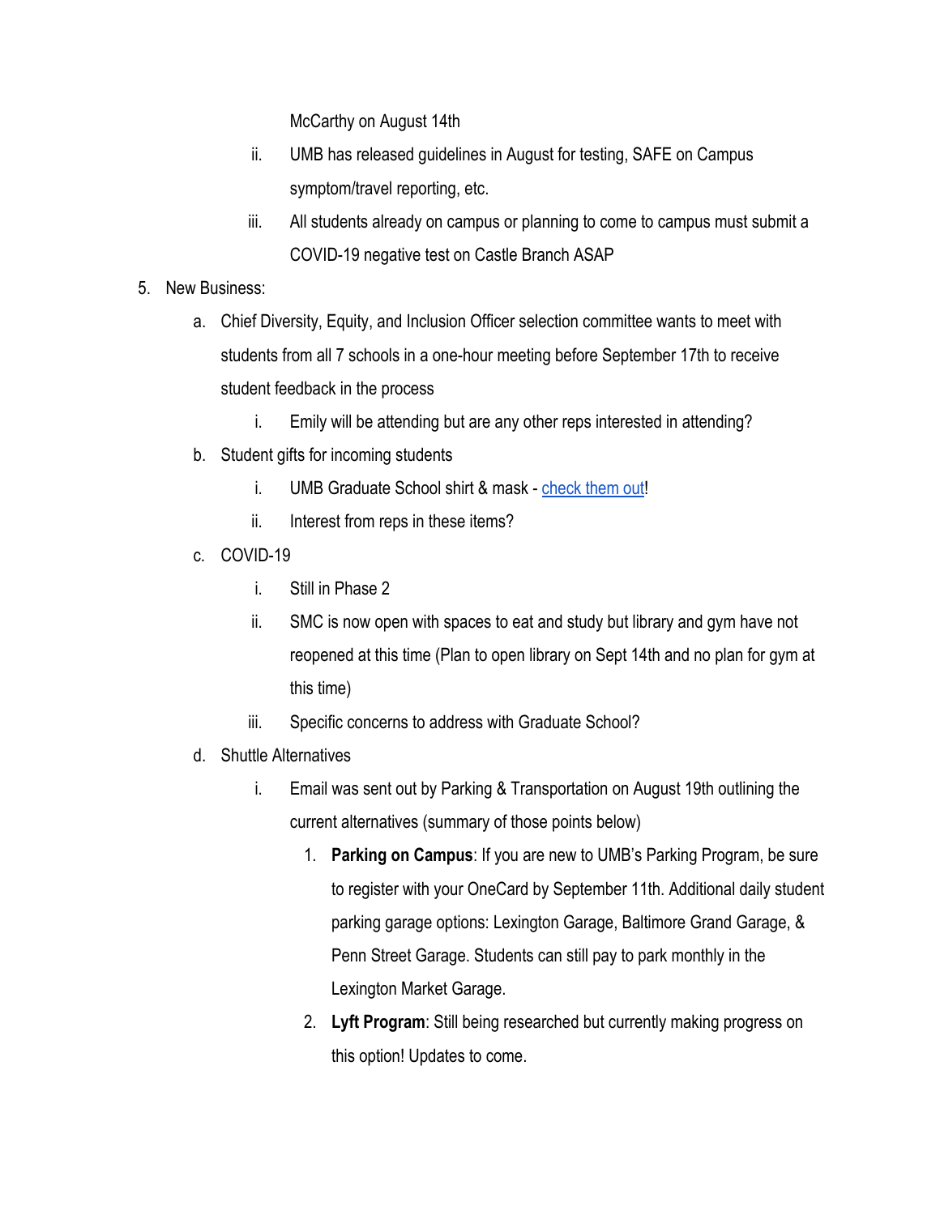McCarthy on August 14th

   ii. UMB has released guidelines in August for testing, SAFE on Campus symptom/travel reporting, etc.
   iii. All students already on campus or planning to come to campus must submit a COVID-19 negative test on Castle Branch ASAP

5. New Business:
   a. Chief Diversity, Equity, and Inclusion Officer selection committee wants to meet with students from all 7 schools in a one-hour meeting before September 17th to receive student feedback in the process
      i. Emily will be attending but are any other reps interested in attending?
   b. Student gifts for incoming students
      i. UMB Graduate School shirt & mask - check them out!
      ii. Interest from reps in these items?
   c. COVID-19
      i. Still in Phase 2
      ii. SMC is now open with spaces to eat and study but library and gym have not reopened at this time (Plan to open library on Sept 14th and no plan for gym at this time)
      iii. Specific concerns to address with Graduate School?
   d. Shuttle Alternatives
      i. Email was sent out by Parking & Transportation on August 19th outlining the current alternatives (summary of those points below)
         1. **Parking on Campus**: If you are new to UMB's Parking Program, be sure to register with your OneCard by September 11th. Additional daily student parking garage options: Lexington Garage, Baltimore Grand Garage, & Penn Street Garage. Students can still pay to park monthly in the Lexington Market Garage.
         2. **Lyft Program**: Still being researched but currently making progress on this option! Updates to come.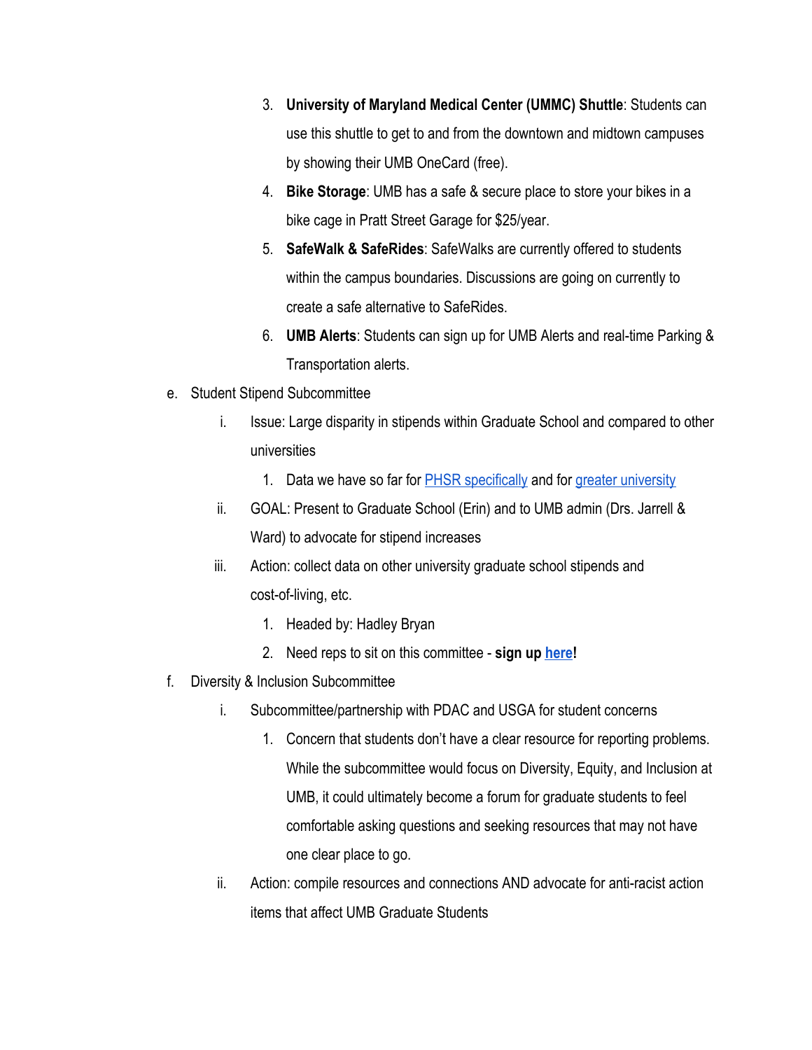3. **University of Maryland Medical Center (UMMC) Shuttle**: Students can use this shuttle to get to and from the downtown and midtown campuses by showing their UMB OneCard (free).
4. **Bike Storage**: UMB has a safe & secure place to store your bikes in a bike cage in Pratt Street Garage for $25/year.
5. **SafeWalk & SafeRides**: SafeWalks are currently offered to students within the campus boundaries. Discussions are going on currently to create a safe alternative to SafeRides.
6. **UMB Alerts**: Students can sign up for UMB Alerts and real-time Parking & Transportation alerts.

e. Student Stipend Subcommittee
   i. Issue: Large disparity in stipends within Graduate School and compared to other universities
      1. Data we have so far for PHSR specifically and for greater university
   ii. GOAL: Present to Graduate School (Erin) and to UMB admin (Drs. Jarrell & Ward) to advocate for stipend increases
   iii. Action: collect data on other university graduate school stipends and cost-of-living, etc.
      1. Headed by: Hadley Bryan
      2. Need reps to sit on this committee - **sign up here!**

f. Diversity & Inclusion Subcommittee
   i. Subcommittee/partnership with PDAC and USGA for student concerns
      1. Concern that students don't have a clear resource for reporting problems. While the subcommittee would focus on Diversity, Equity, and Inclusion at UMB, it could ultimately become a forum for graduate students to feel comfortable asking questions and seeking resources that may not have one clear place to go.
   ii. Action: compile resources and connections AND advocate for anti-racist action items that affect UMB Graduate Students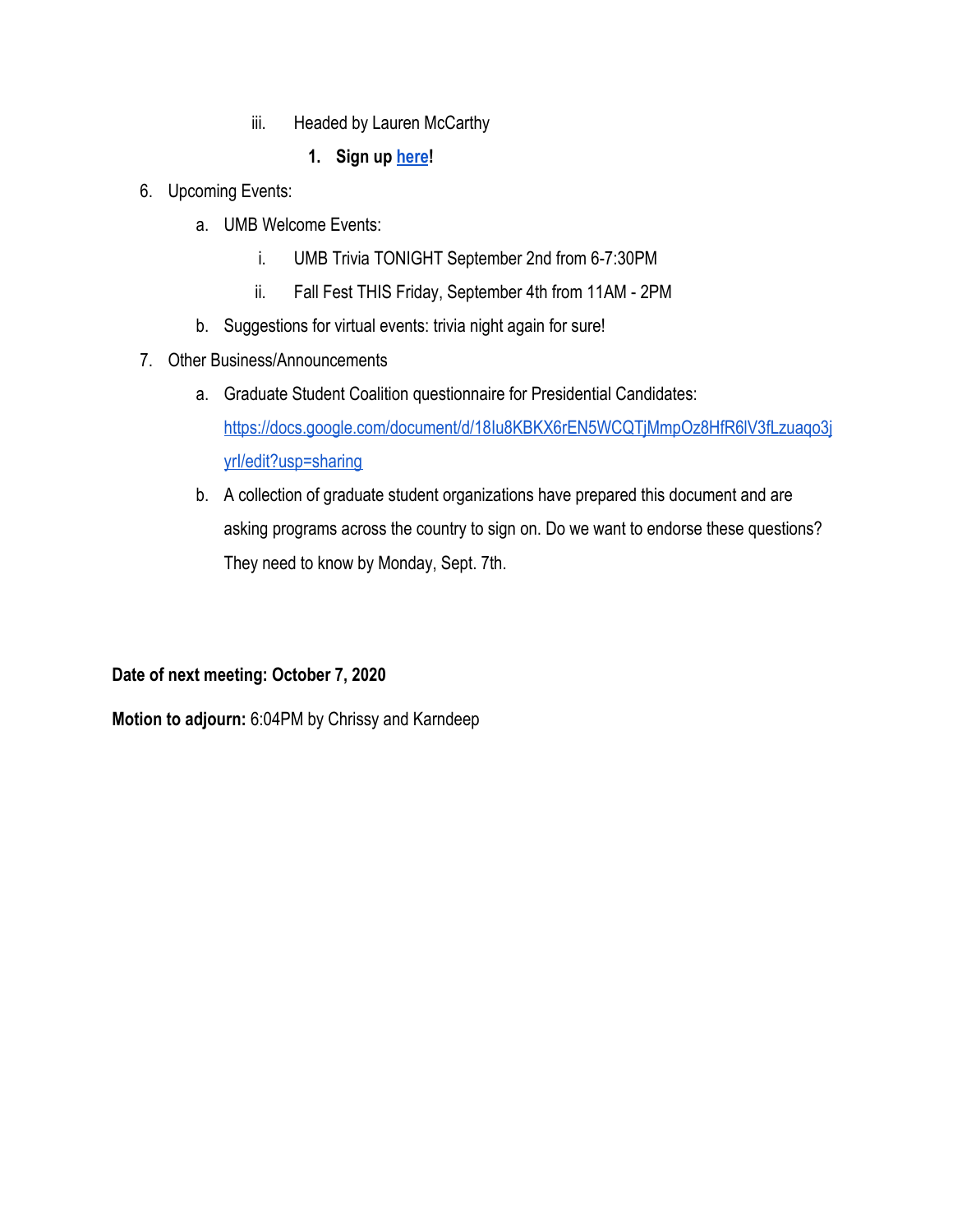iii. Headed by Lauren McCarthy

      1. **Sign up [here](#)!**

6. Upcoming Events:
   a. UMB Welcome Events:
      i. UMB Trivia TONIGHT September 2nd from 6-7:30PM
      ii. Fall Fest THIS Friday, September 4th from 11AM - 2PM
   b. Suggestions for virtual events: trivia night again for sure!
7. Other Business/Announcements
   a. Graduate Student Coalition questionnaire for Presidential Candidates: https://docs.google.com/document/d/18Iu8KBKX6rEN5WCQTjMmpOz8HfR6lV3fLzuaqo3jyrI/edit?usp=sharing
   b. A collection of graduate student organizations have prepared this document and are asking programs across the country to sign on. Do we want to endorse these questions? They need to know by Monday, Sept. 7th.

**Date of next meeting: October 7, 2020**

**Motion to adjourn:** 6:04PM by Chrissy and Karndeep